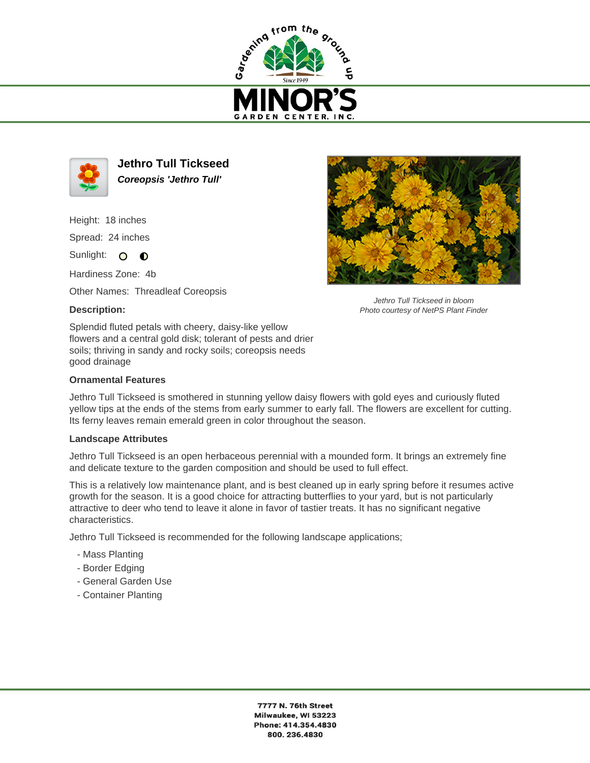# Jethro Tull Tickseed

***Coreopsis 'Jethro Tull'***

Height: 18 inches

Spread: 24 inches

Sunlight:

Hardiness Zone: 4b

Other Names: Threadleaf Coreopsis

*Jethro Tull Tickseed in bloom*
*Photo courtesy of NetPS Plant Finder*

**Description:**

Splendid fluted petals with cheery, daisy-like yellow flowers and a central gold disk; tolerant of pests and drier soils; thriving in sandy and rocky soils; coreopsis needs good drainage

**Ornamental Features**

Jethro Tull Tickseed is smothered in stunning yellow daisy flowers with gold eyes and curiously fluted yellow tips at the ends of the stems from early summer to early fall. The flowers are excellent for cutting. Its ferny leaves remain emerald green in color throughout the season.

**Landscape Attributes**

Jethro Tull Tickseed is an open herbaceous perennial with a mounded form. It brings an extremely fine and delicate texture to the garden composition and should be used to full effect.

This is a relatively low maintenance plant, and is best cleaned up in early spring before it resumes active growth for the season. It is a good choice for attracting butterflies to your yard, but is not particularly attractive to deer who tend to leave it alone in favor of tastier treats. It has no significant negative characteristics.

Jethro Tull Tickseed is recommended for the following landscape applications;

- Mass Planting
- Border Edging
- General Garden Use
- Container Planting

**7777 N. 76th Street**
**Milwaukee, WI 53223**
**Phone: 414.354.4830**
**800. 236.4830**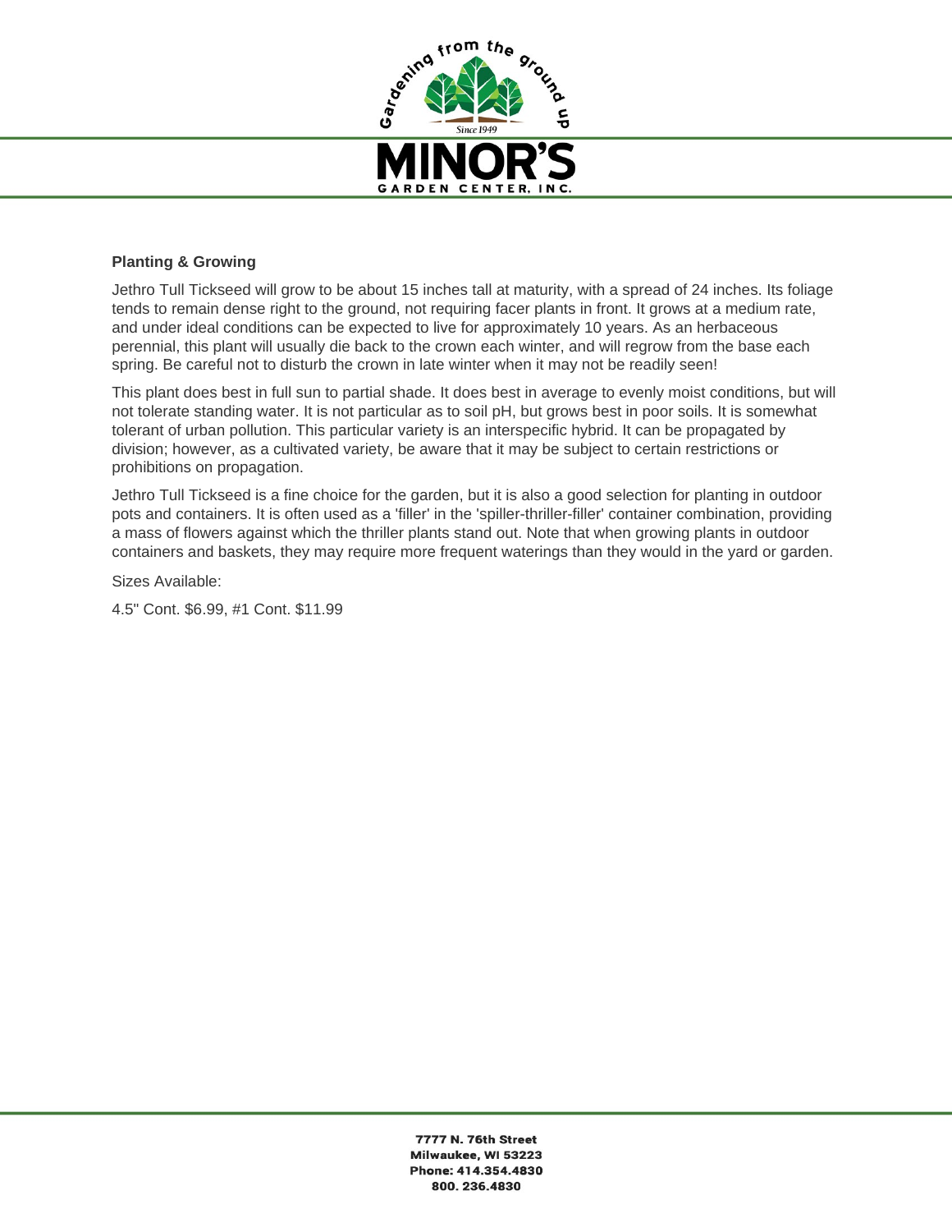### Planting & Growing

Jethro Tull Tickseed will grow to be about 15 inches tall at maturity, with a spread of 24 inches. Its foliage tends to remain dense right to the ground, not requiring facer plants in front. It grows at a medium rate, and under ideal conditions can be expected to live for approximately 10 years. As an herbaceous perennial, this plant will usually die back to the crown each winter, and will regrow from the base each spring. Be careful not to disturb the crown in late winter when it may not be readily seen!

This plant does best in full sun to partial shade. It does best in average to evenly moist conditions, but will not tolerate standing water. It is not particular as to soil pH, but grows best in poor soils. It is somewhat tolerant of urban pollution. This particular variety is an interspecific hybrid. It can be propagated by division; however, as a cultivated variety, be aware that it may be subject to certain restrictions or prohibitions on propagation.

Jethro Tull Tickseed is a fine choice for the garden, but it is also a good selection for planting in outdoor pots and containers. It is often used as a 'filler' in the 'spiller-thriller-filler' container combination, providing a mass of flowers against which the thriller plants stand out. Note that when growing plants in outdoor containers and baskets, they may require more frequent waterings than they would in the yard or garden.

Sizes Available:

4.5" Cont. $6.99, #1 Cont. $11.99